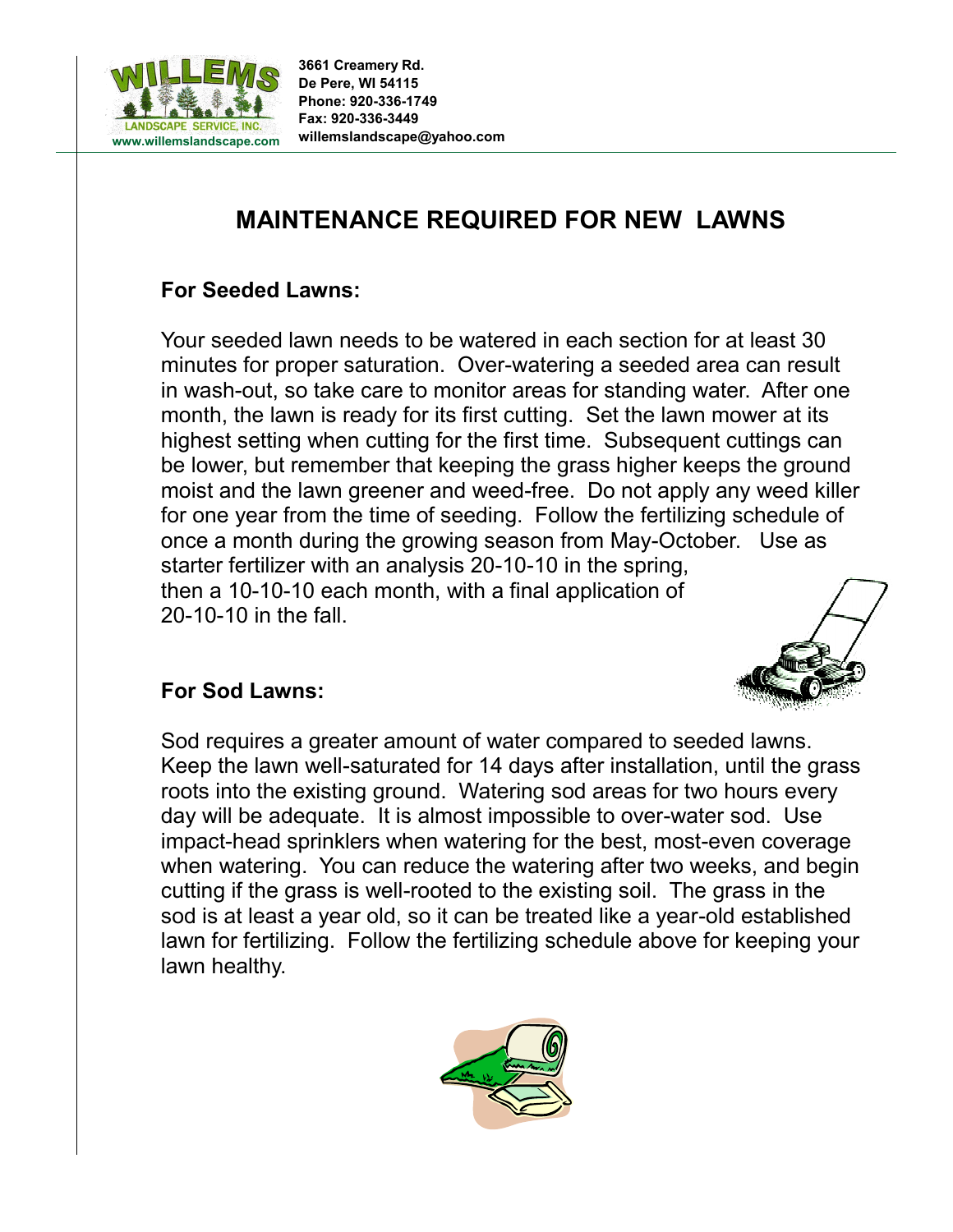**WILLEMS LANDSCAPE SERVICE, INC.**
www.willemslandscape.com

**3661 Creamery Rd.**
**De Pere, WI 54115**
**Phone: 920-336-1749**
**Fax: 920-336-3449**
**willemslandscape@yahoo.com**

# MAINTENANCE REQUIRED FOR NEW LAWNS

## For Seeded Lawns:

Your seeded lawn needs to be watered in each section for at least 30 minutes for proper saturation. Over-watering a seeded area can result in wash-out, so take care to monitor areas for standing water. After one month, the lawn is ready for its first cutting. Set the lawn mower at its highest setting when cutting for the first time. Subsequent cuttings can be lower, but remember that keeping the grass higher keeps the ground moist and the lawn greener and weed-free. Do not apply any weed killer for one year from the time of seeding. Follow the fertilizing schedule of once a month during the growing season from May-October. Use as starter fertilizer with an analysis 20-10-10 in the spring, then a 10-10-10 each month, with a final application of 20-10-10 in the fall.

## For Sod Lawns:

Sod requires a greater amount of water compared to seeded lawns. Keep the lawn well-saturated for 14 days after installation, until the grass roots into the existing ground. Watering sod areas for two hours every day will be adequate. It is almost impossible to over-water sod. Use impact-head sprinklers when watering for the best, most-even coverage when watering. You can reduce the watering after two weeks, and begin cutting if the grass is well-rooted to the existing soil. The grass in the sod is at least a year old, so it can be treated like a year-old established lawn for fertilizing. Follow the fertilizing schedule above for keeping your lawn healthy.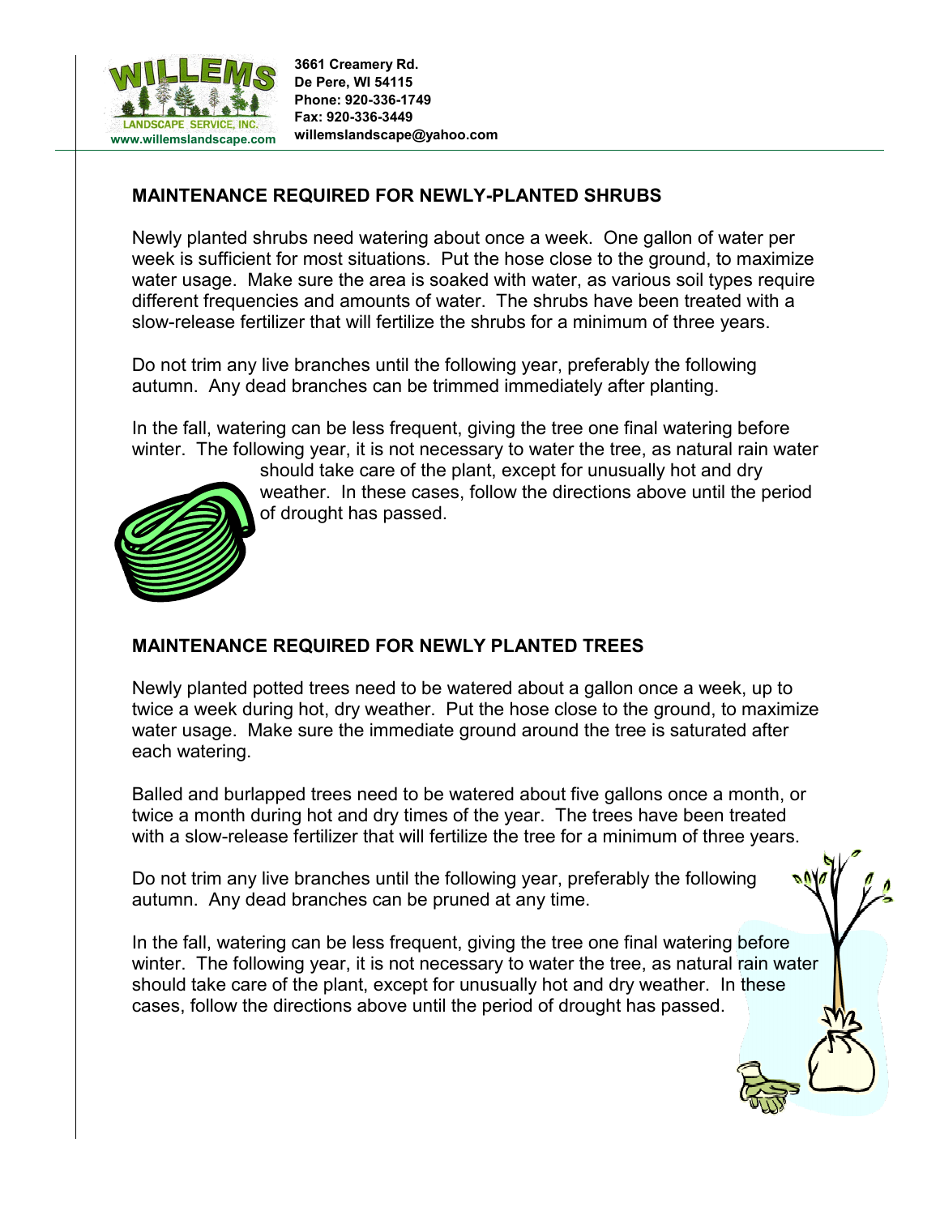3661 Creamery Rd.
De Pere, WI 54115
Phone: 920-336-1749
Fax: 920-336-3449
willemslandscape@yahoo.com

WILLEMS LANDSCAPE SERVICE, INC.
www.willemslandscape.com

## MAINTENANCE REQUIRED FOR NEWLY-PLANTED SHRUBS

Newly planted shrubs need watering about once a week. One gallon of water per week is sufficient for most situations. Put the hose close to the ground, to maximize water usage. Make sure the area is soaked with water, as various soil types require different frequencies and amounts of water. The shrubs have been treated with a slow-release fertilizer that will fertilize the shrubs for a minimum of three years.

Do not trim any live branches until the following year, preferably the following autumn. Any dead branches can be trimmed immediately after planting.

In the fall, watering can be less frequent, giving the tree one final watering before winter. The following year, it is not necessary to water the tree, as natural rain water should take care of the plant, except for unusually hot and dry weather. In these cases, follow the directions above until the period of drought has passed.

## MAINTENANCE REQUIRED FOR NEWLY PLANTED TREES

Newly planted potted trees need to be watered about a gallon once a week, up to twice a week during hot, dry weather. Put the hose close to the ground, to maximize water usage. Make sure the immediate ground around the tree is saturated after each watering.

Balled and burlapped trees need to be watered about five gallons once a month, or twice a month during hot and dry times of the year. The trees have been treated with a slow-release fertilizer that will fertilize the tree for a minimum of three years.

Do not trim any live branches until the following year, preferably the following autumn. Any dead branches can be pruned at any time.

In the fall, watering can be less frequent, giving the tree one final watering before winter. The following year, it is not necessary to water the tree, as natural rain water should take care of the plant, except for unusually hot and dry weather. In these cases, follow the directions above until the period of drought has passed.